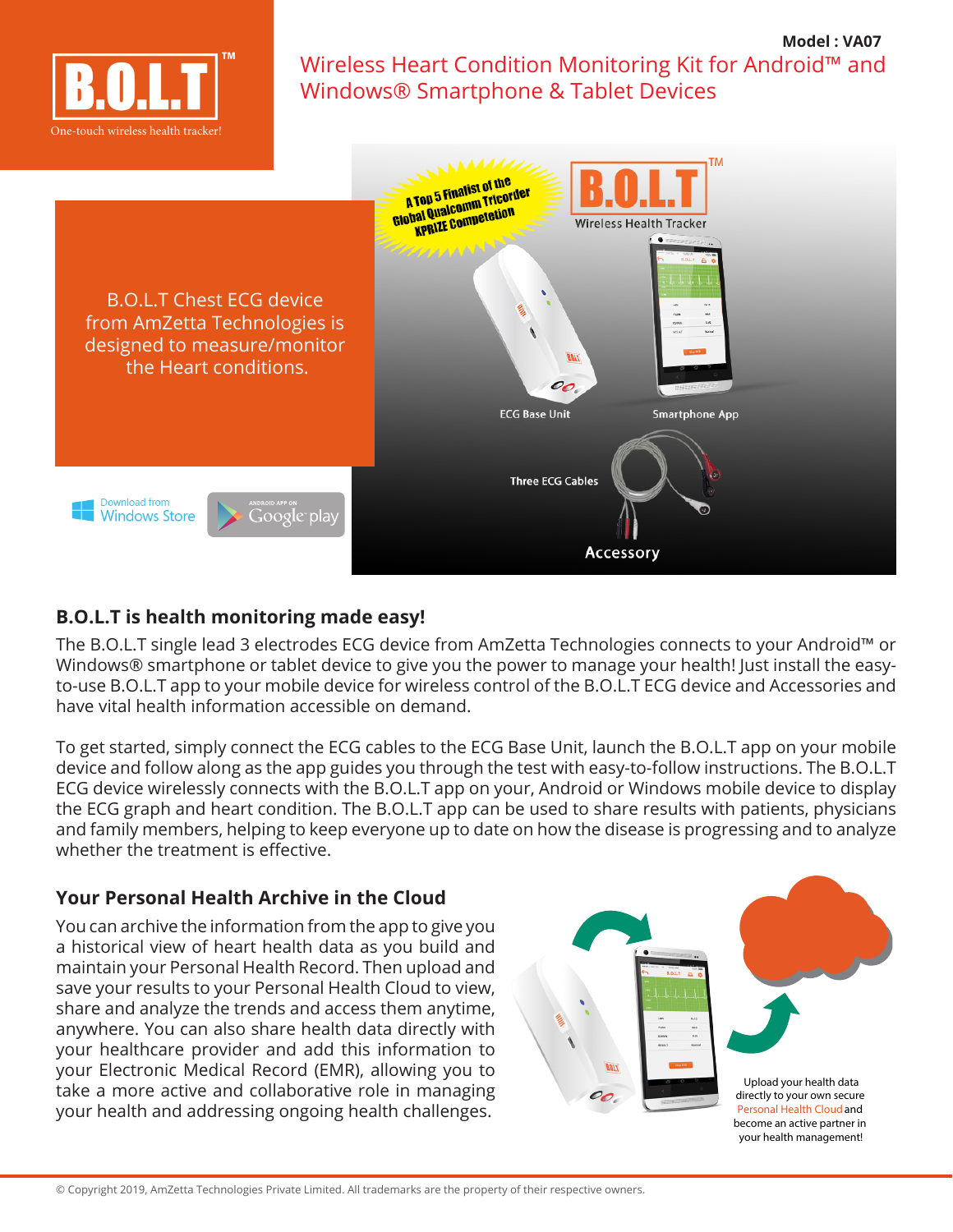B.O.L.T™

One-touch wireless health tracker!

Model : VA07

# Wireless Heart Condition Monitoring Kit for Android™ and Windows® Smartphone & Tablet Devices

B.O.L.T Chest ECG device from AmZetta Technologies is designed to measure/monitor the Heart conditions.

Download from Windows Store

ANDROID APP ON Google play

A Top 5 Finalist of the Global Qualcomm Tricorder XPRIZE Competition

B.O.L.T™ Wireless Health Tracker

ECG Base Unit

Smartphone App

Three ECG Cables

Accessory

## B.O.L.T is health monitoring made easy!

The B.O.L.T single lead 3 electrodes ECG device from AmZetta Technologies connects to your Android™ or Windows® smartphone or tablet device to give you the power to manage your health! Just install the easy-to-use B.O.L.T app to your mobile device for wireless control of the B.O.L.T ECG device and Accessories and have vital health information accessible on demand.

To get started, simply connect the ECG cables to the ECG Base Unit, launch the B.O.L.T app on your mobile device and follow along as the app guides you through the test with easy-to-follow instructions. The B.O.L.T ECG device wirelessly connects with the B.O.L.T app on your, Android or Windows mobile device to display the ECG graph and heart condition. The B.O.L.T app can be used to share results with patients, physicians and family members, helping to keep everyone up to date on how the disease is progressing and to analyze whether the treatment is effective.

## Your Personal Health Archive in the Cloud

You can archive the information from the app to give you a historical view of heart health data as you build and maintain your Personal Health Record. Then upload and save your results to your Personal Health Cloud to view, share and analyze the trends and access them anytime, anywhere. You can also share health data directly with your healthcare provider and add this information to your Electronic Medical Record (EMR), allowing you to take a more active and collaborative role in managing your health and addressing ongoing health challenges.

Upload your health data directly to your own secure Personal Health Cloud and become an active partner in your health management!

© Copyright 2019, AmZetta Technologies Private Limited. All trademarks are the property of their respective owners.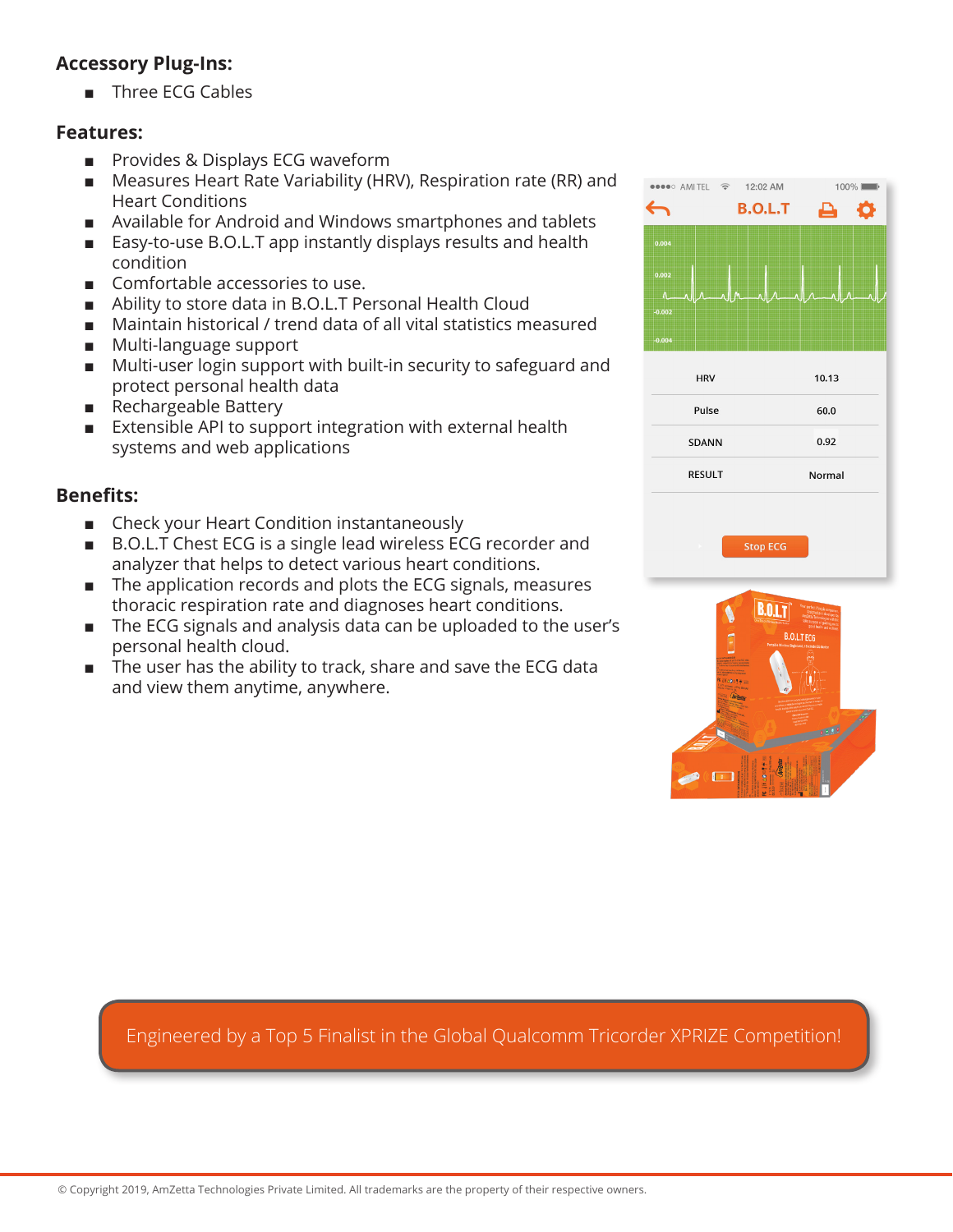## Accessory Plug-Ins:

- Three ECG Cables

## Features:

- Provides & Displays ECG waveform
- Measures Heart Rate Variability (HRV), Respiration rate (RR) and Heart Conditions
- Available for Android and Windows smartphones and tablets
- Easy-to-use B.O.L.T app instantly displays results and health condition
- Comfortable accessories to use.
- Ability to store data in B.O.L.T Personal Health Cloud
- Maintain historical / trend data of all vital statistics measured
- Multi-language support
- Multi-user login support with built-in security to safeguard and protect personal health data
- Rechargeable Battery
- Extensible API to support integration with external health systems and web applications

## Benefits:

- Check your Heart Condition instantaneously
- B.O.L.T Chest ECG is a single lead wireless ECG recorder and analyzer that helps to detect various heart conditions.
- The application records and plots the ECG signals, measures thoracic respiration rate and diagnoses heart conditions.
- The ECG signals and analysis data can be uploaded to the user's personal health cloud.
- The user has the ability to track, share and save the ECG data and view them anytime, anywhere.

Engineered by a Top 5 Finalist in the Global Qualcomm Tricorder XPRIZE Competition!

© Copyright 2019, AmZetta Technologies Private Limited. All trademarks are the property of their respective owners.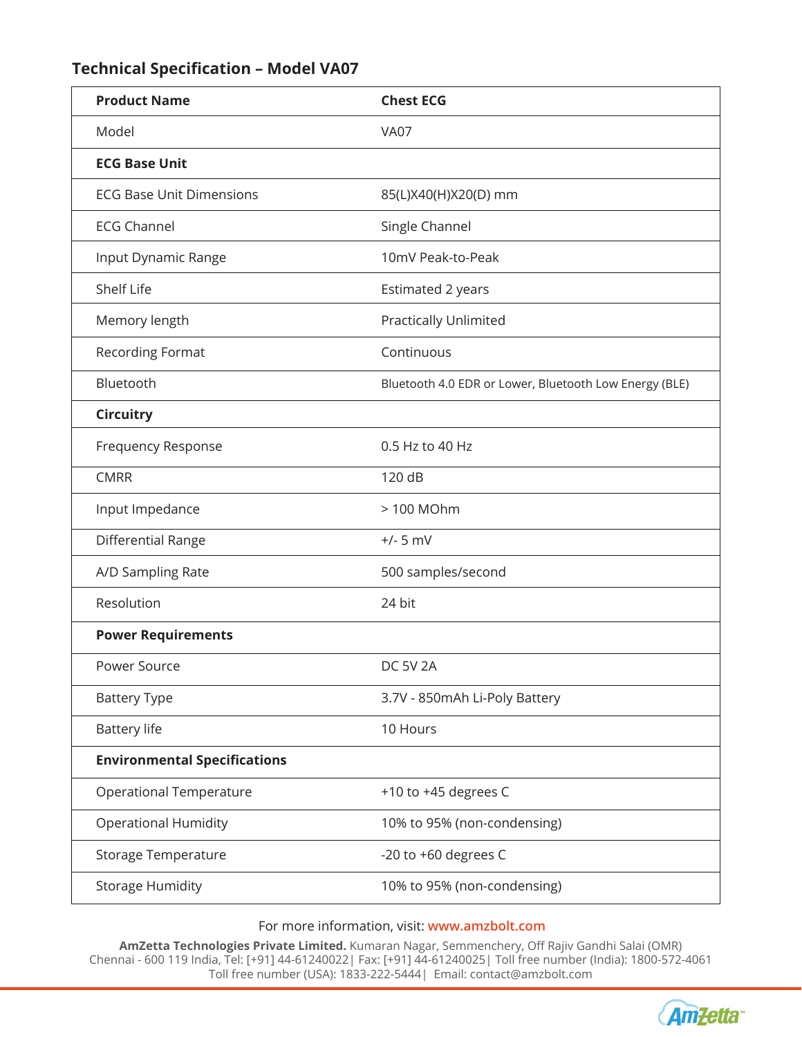## Technical Specification – Model VA07

| **Product Name** | **Chest ECG** |
|---|---|
| Model | VA07 |
| **ECG Base Unit** | |
| ECG Base Unit Dimensions | 85(L)X40(H)X20(D) mm |
| ECG Channel | Single Channel |
| Input Dynamic Range | 10mV Peak-to-Peak |
| Shelf Life | Estimated 2 years |
| Memory length | Practically Unlimited |
| Recording Format | Continuous |
| Bluetooth | Bluetooth 4.0 EDR or Lower, Bluetooth Low Energy (BLE) |
| **Circuitry** | |
| Frequency Response | 0.5 Hz to 40 Hz |
| CMRR | 120 dB |
| Input Impedance | > 100 MOhm |
| Differential Range | +/- 5 mV |
| A/D Sampling Rate | 500 samples/second |
| Resolution | 24 bit |
| **Power Requirements** | |
| Power Source | DC 5V 2A |
| Battery Type | 3.7V - 850mAh Li-Poly Battery |
| Battery life | 10 Hours |
| **Environmental Specifications** | |
| Operational Temperature | +10 to +45 degrees C |
| Operational Humidity | 10% to 95% (non-condensing) |
| Storage Temperature | -20 to +60 degrees C |
| Storage Humidity | 10% to 95% (non-condensing) |

For more information, visit: www.amzbolt.com

**AmZetta Technologies Private Limited.** Kumaran Nagar, Semmenchery, Off Rajiv Gandhi Salai (OMR) Chennai - 600 119 India, Tel: [+91] 44-61240022| Fax: [+91] 44-61240025| Toll free number (India): 1800-572-4061 Toll free number (USA): 1833-222-5444| Email: contact@amzbolt.com

AmZetta™